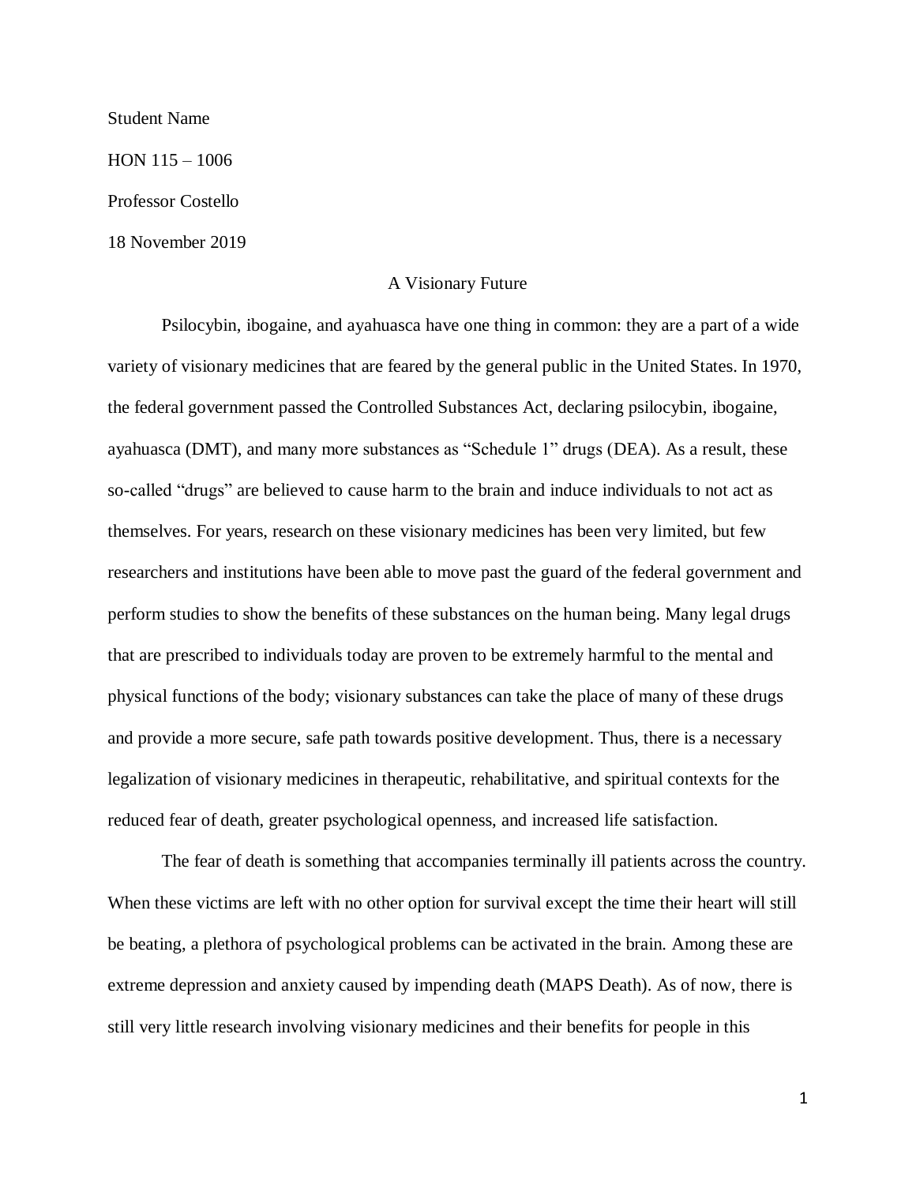Student Name

HON 115 – 1006

Professor Costello

18 November 2019

# A Visionary Future

Psilocybin, ibogaine, and ayahuasca have one thing in common: they are a part of a wide variety of visionary medicines that are feared by the general public in the United States. In 1970, the federal government passed the Controlled Substances Act, declaring psilocybin, ibogaine, ayahuasca (DMT), and many more substances as "Schedule 1" drugs (DEA). As a result, these so-called "drugs" are believed to cause harm to the brain and induce individuals to not act as themselves. For years, research on these visionary medicines has been very limited, but few researchers and institutions have been able to move past the guard of the federal government and perform studies to show the benefits of these substances on the human being. Many legal drugs that are prescribed to individuals today are proven to be extremely harmful to the mental and physical functions of the body; visionary substances can take the place of many of these drugs and provide a more secure, safe path towards positive development. Thus, there is a necessary legalization of visionary medicines in therapeutic, rehabilitative, and spiritual contexts for the reduced fear of death, greater psychological openness, and increased life satisfaction.

The fear of death is something that accompanies terminally ill patients across the country. When these victims are left with no other option for survival except the time their heart will still be beating, a plethora of psychological problems can be activated in the brain. Among these are extreme depression and anxiety caused by impending death (MAPS Death). As of now, there is still very little research involving visionary medicines and their benefits for people in this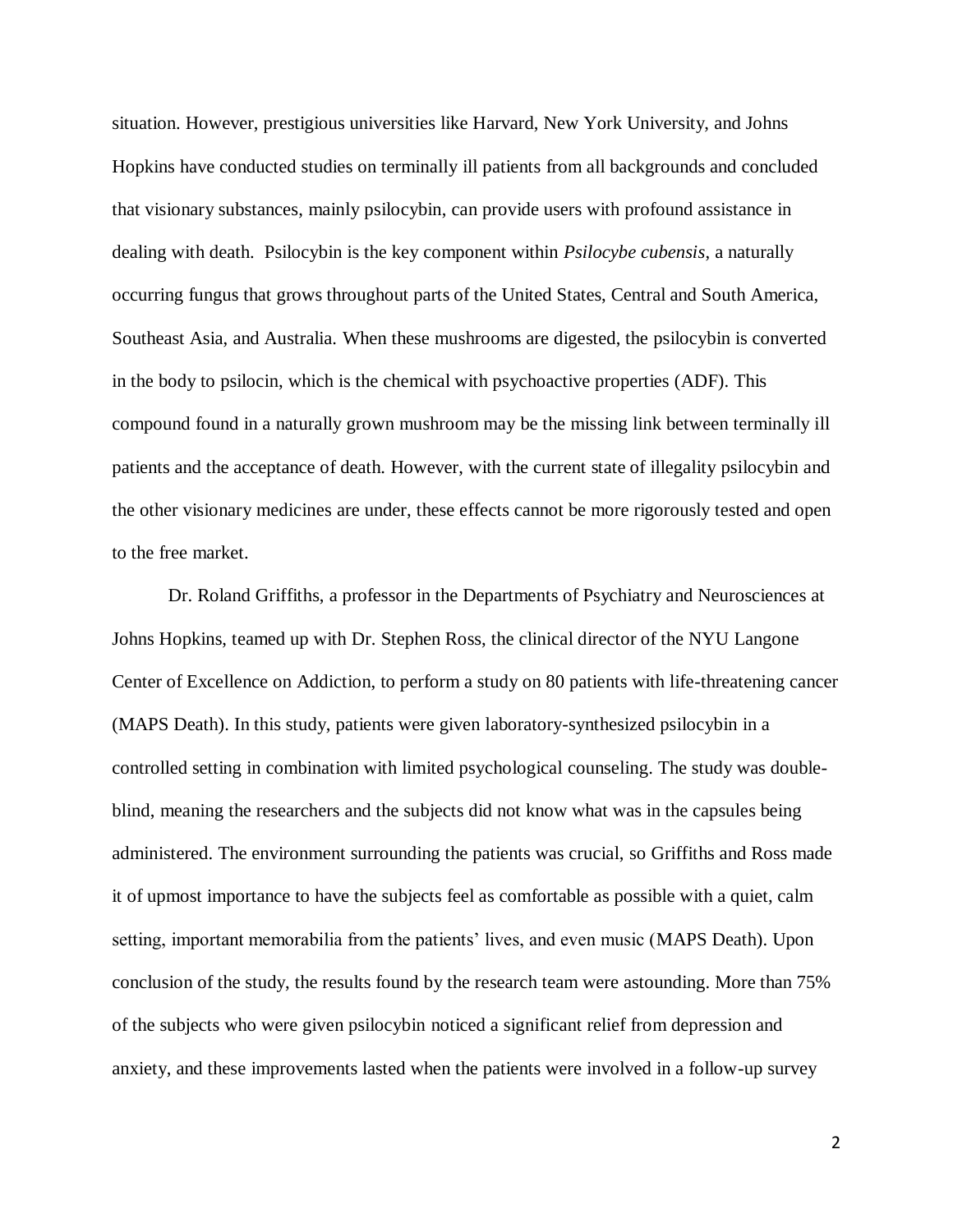situation. However, prestigious universities like Harvard, New York University, and Johns Hopkins have conducted studies on terminally ill patients from all backgrounds and concluded that visionary substances, mainly psilocybin, can provide users with profound assistance in dealing with death. Psilocybin is the key component within *Psilocybe cubensis*, a naturally occurring fungus that grows throughout parts of the United States, Central and South America, Southeast Asia, and Australia. When these mushrooms are digested, the psilocybin is converted in the body to psilocin, which is the chemical with psychoactive properties (ADF). This compound found in a naturally grown mushroom may be the missing link between terminally ill patients and the acceptance of death. However, with the current state of illegality psilocybin and the other visionary medicines are under, these effects cannot be more rigorously tested and open to the free market.

Dr. Roland Griffiths, a professor in the Departments of Psychiatry and Neurosciences at Johns Hopkins, teamed up with Dr. Stephen Ross, the clinical director of the NYU Langone Center of Excellence on Addiction, to perform a study on 80 patients with life-threatening cancer (MAPS Death). In this study, patients were given laboratory-synthesized psilocybin in a controlled setting in combination with limited psychological counseling. The study was double-blind, meaning the researchers and the subjects did not know what was in the capsules being administered. The environment surrounding the patients was crucial, so Griffiths and Ross made it of upmost importance to have the subjects feel as comfortable as possible with a quiet, calm setting, important memorabilia from the patients' lives, and even music (MAPS Death). Upon conclusion of the study, the results found by the research team were astounding. More than 75% of the subjects who were given psilocybin noticed a significant relief from depression and anxiety, and these improvements lasted when the patients were involved in a follow-up survey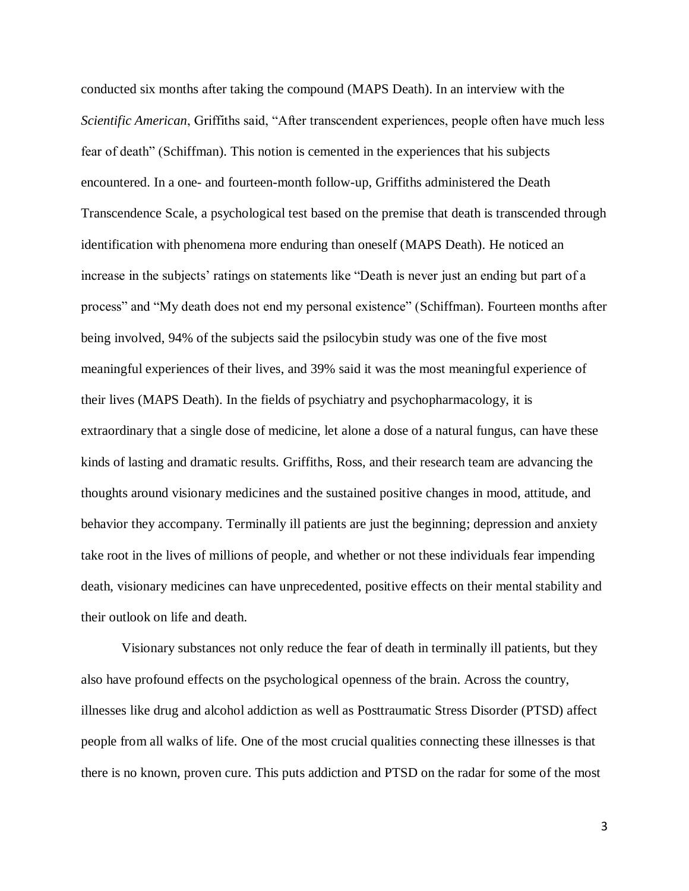conducted six months after taking the compound (MAPS Death). In an interview with the *Scientific American*, Griffiths said, "After transcendent experiences, people often have much less fear of death" (Schiffman). This notion is cemented in the experiences that his subjects encountered. In a one- and fourteen-month follow-up, Griffiths administered the Death Transcendence Scale, a psychological test based on the premise that death is transcended through identification with phenomena more enduring than oneself (MAPS Death). He noticed an increase in the subjects' ratings on statements like "Death is never just an ending but part of a process" and "My death does not end my personal existence" (Schiffman). Fourteen months after being involved, 94% of the subjects said the psilocybin study was one of the five most meaningful experiences of their lives, and 39% said it was the most meaningful experience of their lives (MAPS Death). In the fields of psychiatry and psychopharmacology, it is extraordinary that a single dose of medicine, let alone a dose of a natural fungus, can have these kinds of lasting and dramatic results. Griffiths, Ross, and their research team are advancing the thoughts around visionary medicines and the sustained positive changes in mood, attitude, and behavior they accompany. Terminally ill patients are just the beginning; depression and anxiety take root in the lives of millions of people, and whether or not these individuals fear impending death, visionary medicines can have unprecedented, positive effects on their mental stability and their outlook on life and death.

Visionary substances not only reduce the fear of death in terminally ill patients, but they also have profound effects on the psychological openness of the brain. Across the country, illnesses like drug and alcohol addiction as well as Posttraumatic Stress Disorder (PTSD) affect people from all walks of life. One of the most crucial qualities connecting these illnesses is that there is no known, proven cure. This puts addiction and PTSD on the radar for some of the most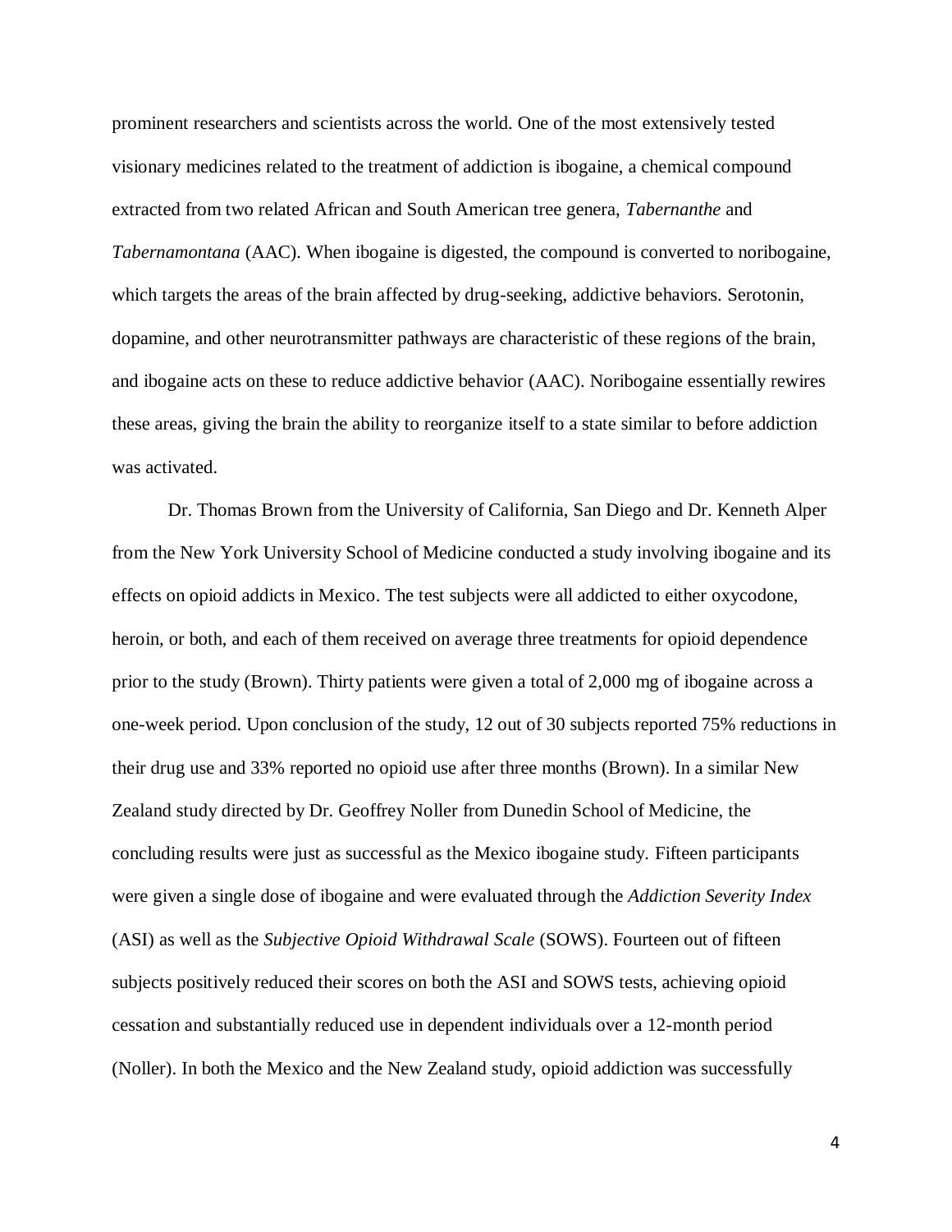prominent researchers and scientists across the world. One of the most extensively tested visionary medicines related to the treatment of addiction is ibogaine, a chemical compound extracted from two related African and South American tree genera, *Tabernanthe* and *Tabernamontana* (AAC). When ibogaine is digested, the compound is converted to noribogaine, which targets the areas of the brain affected by drug-seeking, addictive behaviors. Serotonin, dopamine, and other neurotransmitter pathways are characteristic of these regions of the brain, and ibogaine acts on these to reduce addictive behavior (AAC). Noribogaine essentially rewires these areas, giving the brain the ability to reorganize itself to a state similar to before addiction was activated.

Dr. Thomas Brown from the University of California, San Diego and Dr. Kenneth Alper from the New York University School of Medicine conducted a study involving ibogaine and its effects on opioid addicts in Mexico. The test subjects were all addicted to either oxycodone, heroin, or both, and each of them received on average three treatments for opioid dependence prior to the study (Brown). Thirty patients were given a total of 2,000 mg of ibogaine across a one-week period. Upon conclusion of the study, 12 out of 30 subjects reported 75% reductions in their drug use and 33% reported no opioid use after three months (Brown). In a similar New Zealand study directed by Dr. Geoffrey Noller from Dunedin School of Medicine, the concluding results were just as successful as the Mexico ibogaine study. Fifteen participants were given a single dose of ibogaine and were evaluated through the *Addiction Severity Index* (ASI) as well as the *Subjective Opioid Withdrawal Scale* (SOWS). Fourteen out of fifteen subjects positively reduced their scores on both the ASI and SOWS tests, achieving opioid cessation and substantially reduced use in dependent individuals over a 12-month period (Noller). In both the Mexico and the New Zealand study, opioid addiction was successfully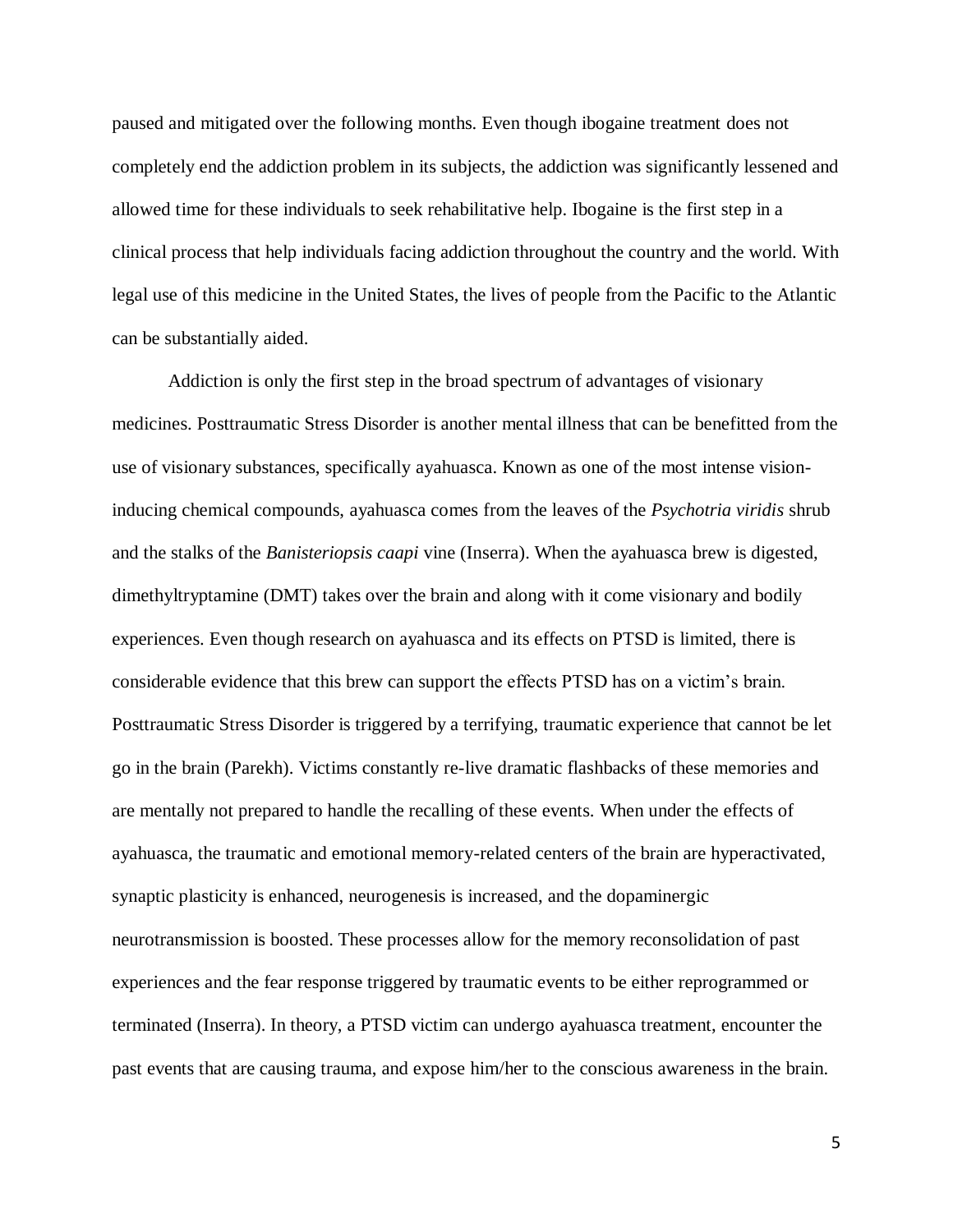paused and mitigated over the following months. Even though ibogaine treatment does not completely end the addiction problem in its subjects, the addiction was significantly lessened and allowed time for these individuals to seek rehabilitative help. Ibogaine is the first step in a clinical process that help individuals facing addiction throughout the country and the world. With legal use of this medicine in the United States, the lives of people from the Pacific to the Atlantic can be substantially aided.

Addiction is only the first step in the broad spectrum of advantages of visionary medicines. Posttraumatic Stress Disorder is another mental illness that can be benefitted from the use of visionary substances, specifically ayahuasca. Known as one of the most intense vision-inducing chemical compounds, ayahuasca comes from the leaves of the *Psychotria viridis* shrub and the stalks of the *Banisteriopsis caapi* vine (Inserra). When the ayahuasca brew is digested, dimethyltryptamine (DMT) takes over the brain and along with it come visionary and bodily experiences. Even though research on ayahuasca and its effects on PTSD is limited, there is considerable evidence that this brew can support the effects PTSD has on a victim's brain. Posttraumatic Stress Disorder is triggered by a terrifying, traumatic experience that cannot be let go in the brain (Parekh). Victims constantly re-live dramatic flashbacks of these memories and are mentally not prepared to handle the recalling of these events. When under the effects of ayahuasca, the traumatic and emotional memory-related centers of the brain are hyperactivated, synaptic plasticity is enhanced, neurogenesis is increased, and the dopaminergic neurotransmission is boosted. These processes allow for the memory reconsolidation of past experiences and the fear response triggered by traumatic events to be either reprogrammed or terminated (Inserra). In theory, a PTSD victim can undergo ayahuasca treatment, encounter the past events that are causing trauma, and expose him/her to the conscious awareness in the brain.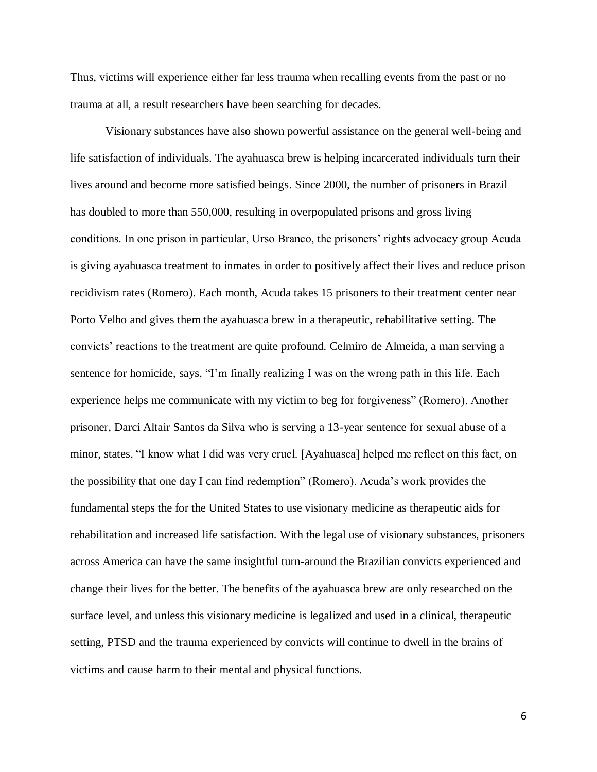Thus, victims will experience either far less trauma when recalling events from the past or no trauma at all, a result researchers have been searching for decades.

Visionary substances have also shown powerful assistance on the general well-being and life satisfaction of individuals. The ayahuasca brew is helping incarcerated individuals turn their lives around and become more satisfied beings. Since 2000, the number of prisoners in Brazil has doubled to more than 550,000, resulting in overpopulated prisons and gross living conditions. In one prison in particular, Urso Branco, the prisoners' rights advocacy group Acuda is giving ayahuasca treatment to inmates in order to positively affect their lives and reduce prison recidivism rates (Romero). Each month, Acuda takes 15 prisoners to their treatment center near Porto Velho and gives them the ayahuasca brew in a therapeutic, rehabilitative setting. The convicts' reactions to the treatment are quite profound. Celmiro de Almeida, a man serving a sentence for homicide, says, "I'm finally realizing I was on the wrong path in this life. Each experience helps me communicate with my victim to beg for forgiveness" (Romero). Another prisoner, Darci Altair Santos da Silva who is serving a 13-year sentence for sexual abuse of a minor, states, "I know what I did was very cruel. [Ayahuasca] helped me reflect on this fact, on the possibility that one day I can find redemption" (Romero). Acuda's work provides the fundamental steps the for the United States to use visionary medicine as therapeutic aids for rehabilitation and increased life satisfaction. With the legal use of visionary substances, prisoners across America can have the same insightful turn-around the Brazilian convicts experienced and change their lives for the better. The benefits of the ayahuasca brew are only researched on the surface level, and unless this visionary medicine is legalized and used in a clinical, therapeutic setting, PTSD and the trauma experienced by convicts will continue to dwell in the brains of victims and cause harm to their mental and physical functions.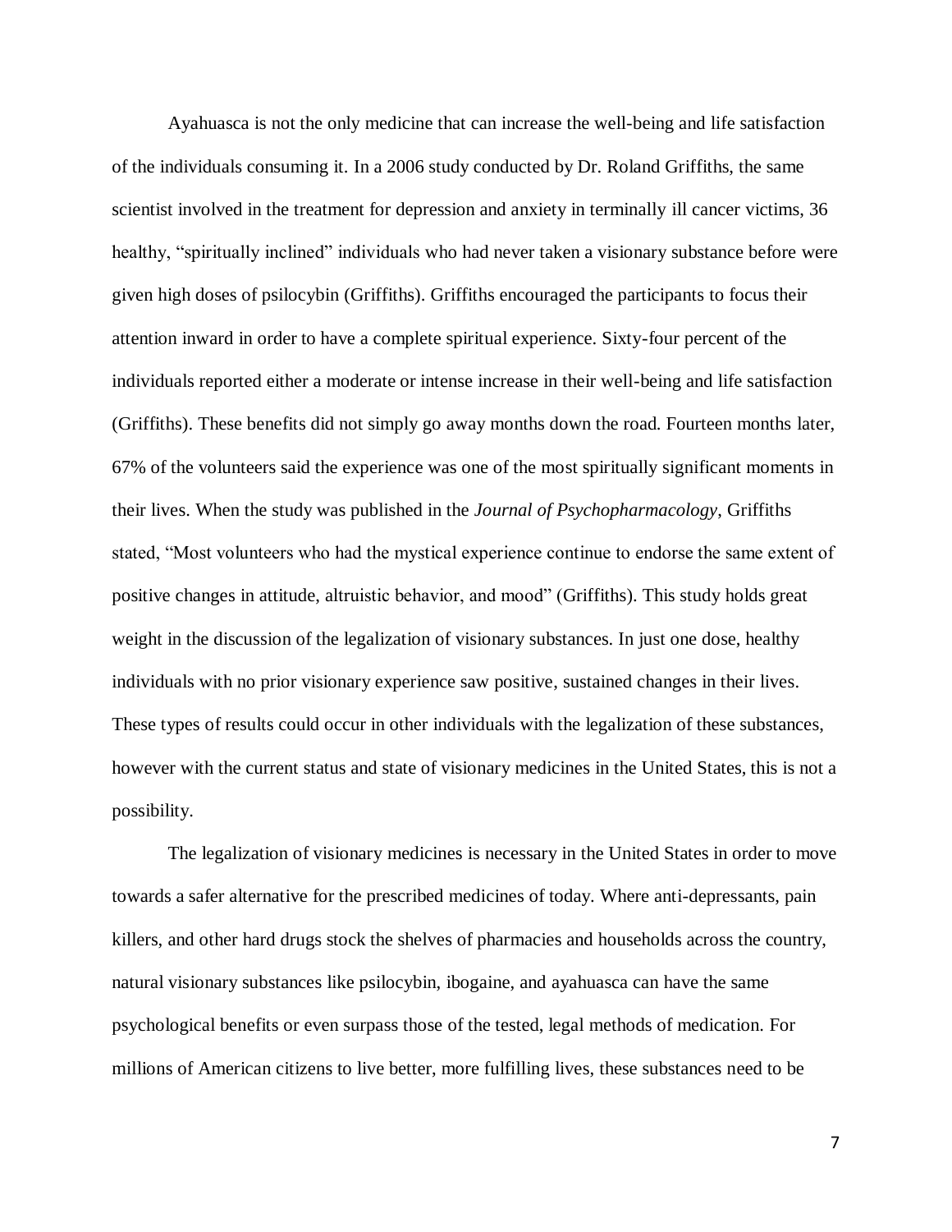Ayahuasca is not the only medicine that can increase the well-being and life satisfaction of the individuals consuming it. In a 2006 study conducted by Dr. Roland Griffiths, the same scientist involved in the treatment for depression and anxiety in terminally ill cancer victims, 36 healthy, "spiritually inclined" individuals who had never taken a visionary substance before were given high doses of psilocybin (Griffiths). Griffiths encouraged the participants to focus their attention inward in order to have a complete spiritual experience. Sixty-four percent of the individuals reported either a moderate or intense increase in their well-being and life satisfaction (Griffiths). These benefits did not simply go away months down the road. Fourteen months later, 67% of the volunteers said the experience was one of the most spiritually significant moments in their lives. When the study was published in the *Journal of Psychopharmacology*, Griffiths stated, "Most volunteers who had the mystical experience continue to endorse the same extent of positive changes in attitude, altruistic behavior, and mood" (Griffiths). This study holds great weight in the discussion of the legalization of visionary substances. In just one dose, healthy individuals with no prior visionary experience saw positive, sustained changes in their lives. These types of results could occur in other individuals with the legalization of these substances, however with the current status and state of visionary medicines in the United States, this is not a possibility.

The legalization of visionary medicines is necessary in the United States in order to move towards a safer alternative for the prescribed medicines of today. Where anti-depressants, pain killers, and other hard drugs stock the shelves of pharmacies and households across the country, natural visionary substances like psilocybin, ibogaine, and ayahuasca can have the same psychological benefits or even surpass those of the tested, legal methods of medication. For millions of American citizens to live better, more fulfilling lives, these substances need to be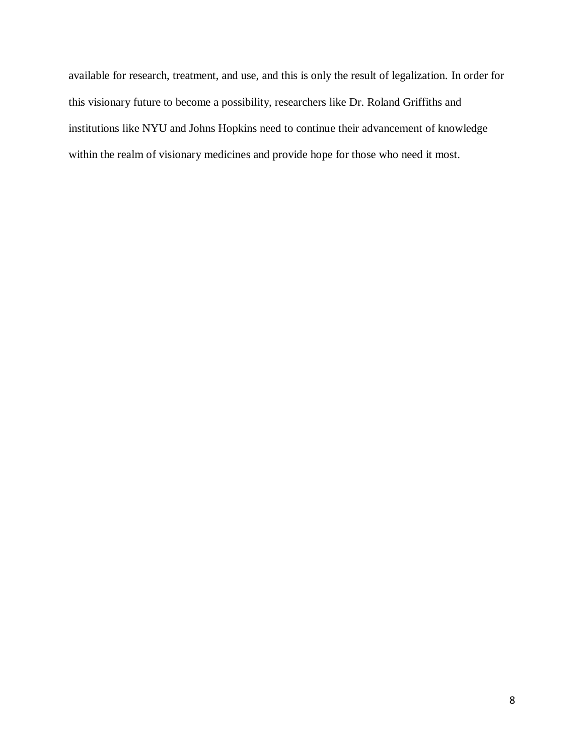available for research, treatment, and use, and this is only the result of legalization. In order for this visionary future to become a possibility, researchers like Dr. Roland Griffiths and institutions like NYU and Johns Hopkins need to continue their advancement of knowledge within the realm of visionary medicines and provide hope for those who need it most.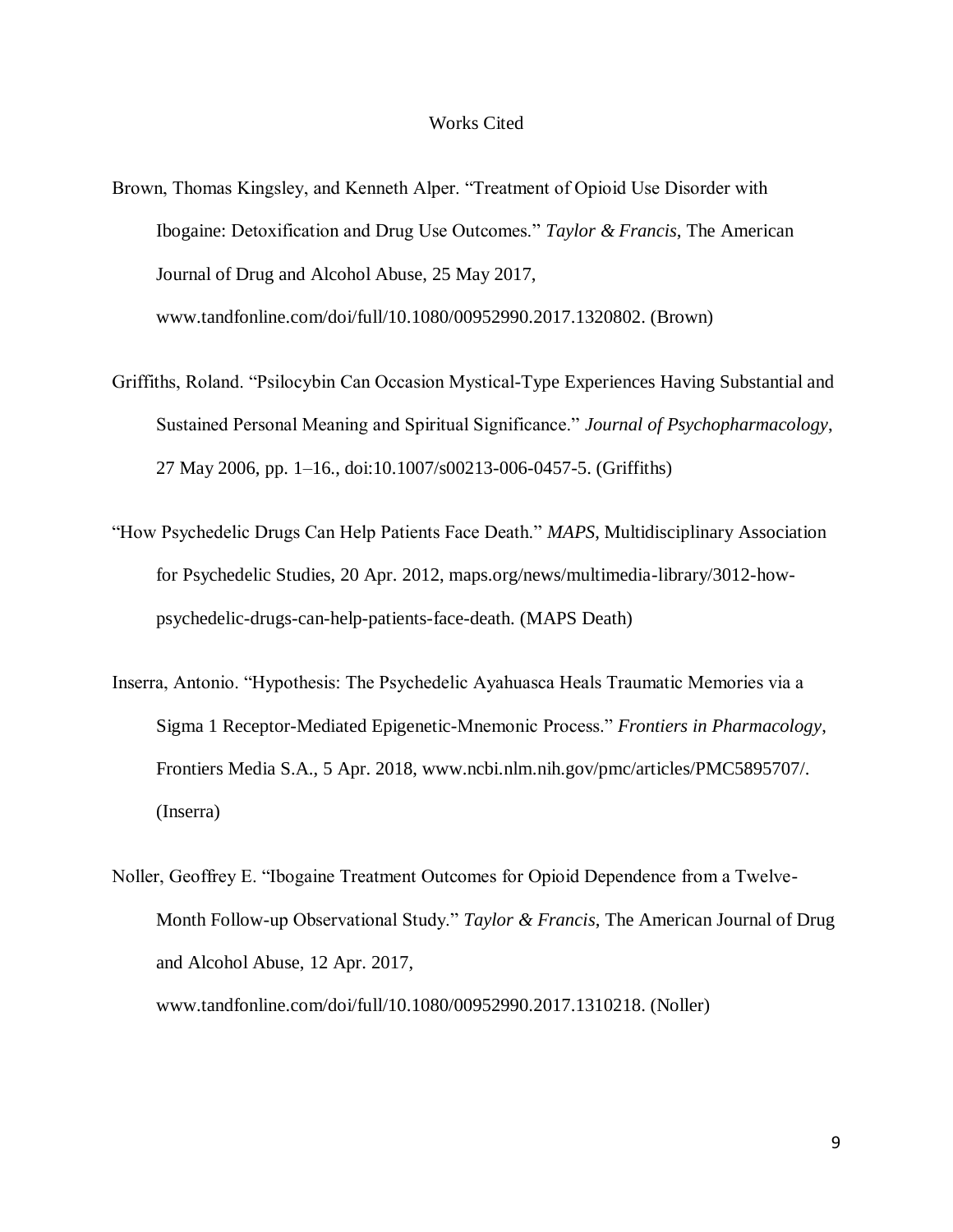# Works Cited

Brown, Thomas Kingsley, and Kenneth Alper. "Treatment of Opioid Use Disorder with Ibogaine: Detoxification and Drug Use Outcomes." *Taylor & Francis*, The American Journal of Drug and Alcohol Abuse, 25 May 2017, www.tandfonline.com/doi/full/10.1080/00952990.2017.1320802. (Brown)

Griffiths, Roland. "Psilocybin Can Occasion Mystical-Type Experiences Having Substantial and Sustained Personal Meaning and Spiritual Significance." *Journal of Psychopharmacology*, 27 May 2006, pp. 1–16., doi:10.1007/s00213-006-0457-5. (Griffiths)

"How Psychedelic Drugs Can Help Patients Face Death." *MAPS*, Multidisciplinary Association for Psychedelic Studies, 20 Apr. 2012, maps.org/news/multimedia-library/3012-how-psychedelic-drugs-can-help-patients-face-death. (MAPS Death)

Inserra, Antonio. "Hypothesis: The Psychedelic Ayahuasca Heals Traumatic Memories via a Sigma 1 Receptor-Mediated Epigenetic-Mnemonic Process." *Frontiers in Pharmacology*, Frontiers Media S.A., 5 Apr. 2018, www.ncbi.nlm.nih.gov/pmc/articles/PMC5895707/. (Inserra)

Noller, Geoffrey E. "Ibogaine Treatment Outcomes for Opioid Dependence from a Twelve-Month Follow-up Observational Study." *Taylor & Francis*, The American Journal of Drug and Alcohol Abuse, 12 Apr. 2017, www.tandfonline.com/doi/full/10.1080/00952990.2017.1310218. (Noller)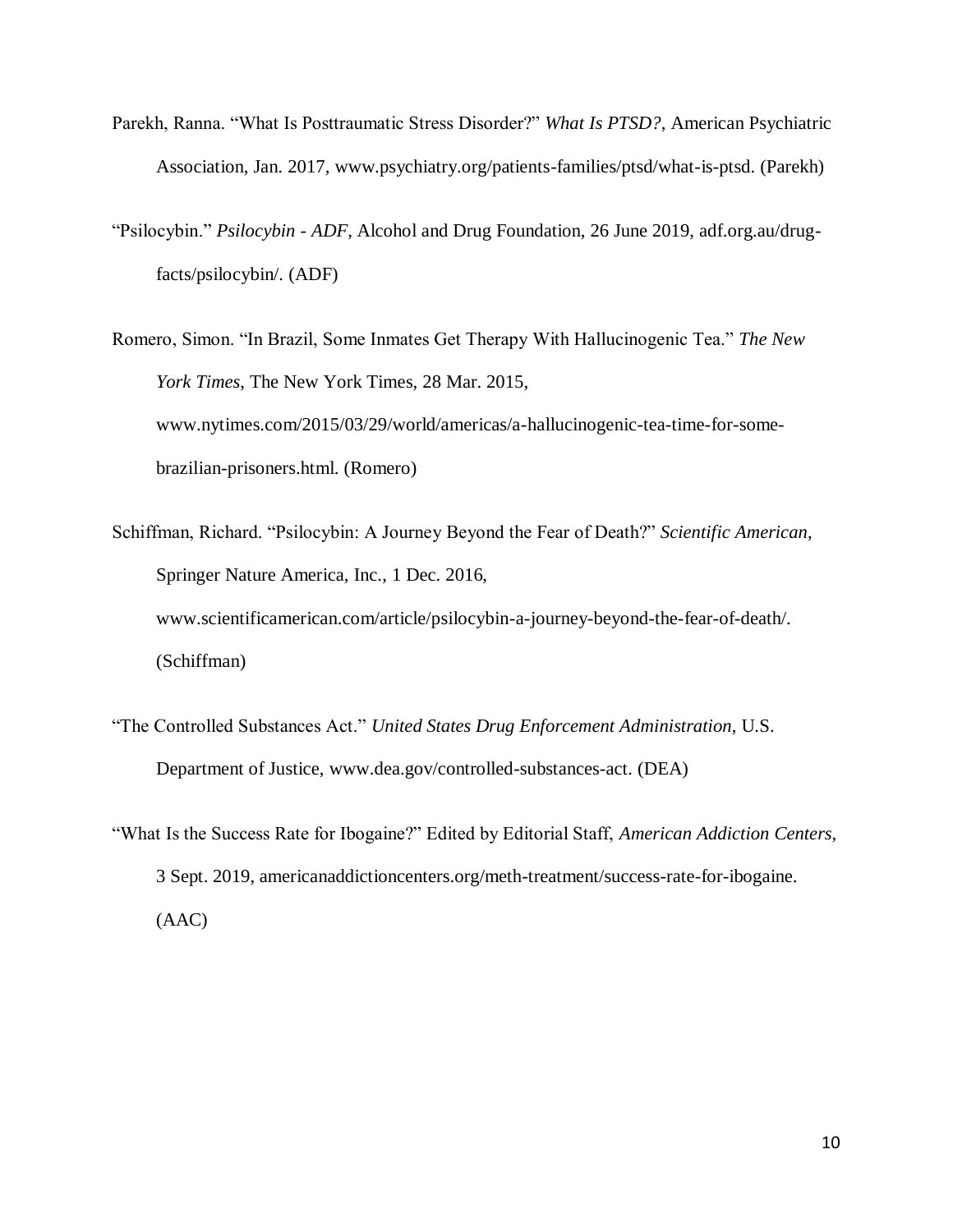Parekh, Ranna. "What Is Posttraumatic Stress Disorder?" *What Is PTSD?*, American Psychiatric Association, Jan. 2017, www.psychiatry.org/patients-families/ptsd/what-is-ptsd. (Parekh)

"Psilocybin." *Psilocybin - ADF*, Alcohol and Drug Foundation, 26 June 2019, adf.org.au/drug-facts/psilocybin/. (ADF)

Romero, Simon. "In Brazil, Some Inmates Get Therapy With Hallucinogenic Tea." *The New York Times*, The New York Times, 28 Mar. 2015, www.nytimes.com/2015/03/29/world/americas/a-hallucinogenic-tea-time-for-some-brazilian-prisoners.html. (Romero)

Schiffman, Richard. "Psilocybin: A Journey Beyond the Fear of Death?" *Scientific American*, Springer Nature America, Inc., 1 Dec. 2016, www.scientificamerican.com/article/psilocybin-a-journey-beyond-the-fear-of-death/. (Schiffman)

"The Controlled Substances Act." *United States Drug Enforcement Administration*, U.S. Department of Justice, www.dea.gov/controlled-substances-act. (DEA)

"What Is the Success Rate for Ibogaine?" Edited by Editorial Staff, *American Addiction Centers*, 3 Sept. 2019, americanaddictioncenters.org/meth-treatment/success-rate-for-ibogaine. (AAC)